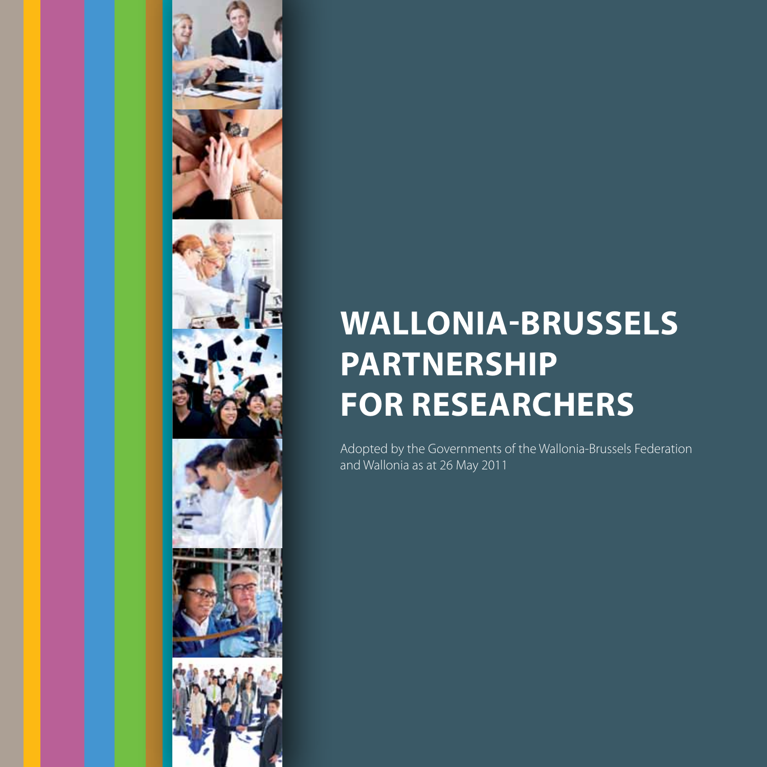# WALLONIA-BRUSSELS PARTNERSHIP FOR RESEARCHERS

Adopted by the Governments of the Wallonia-Brussels Federation and Wallonia as at 26 May 2011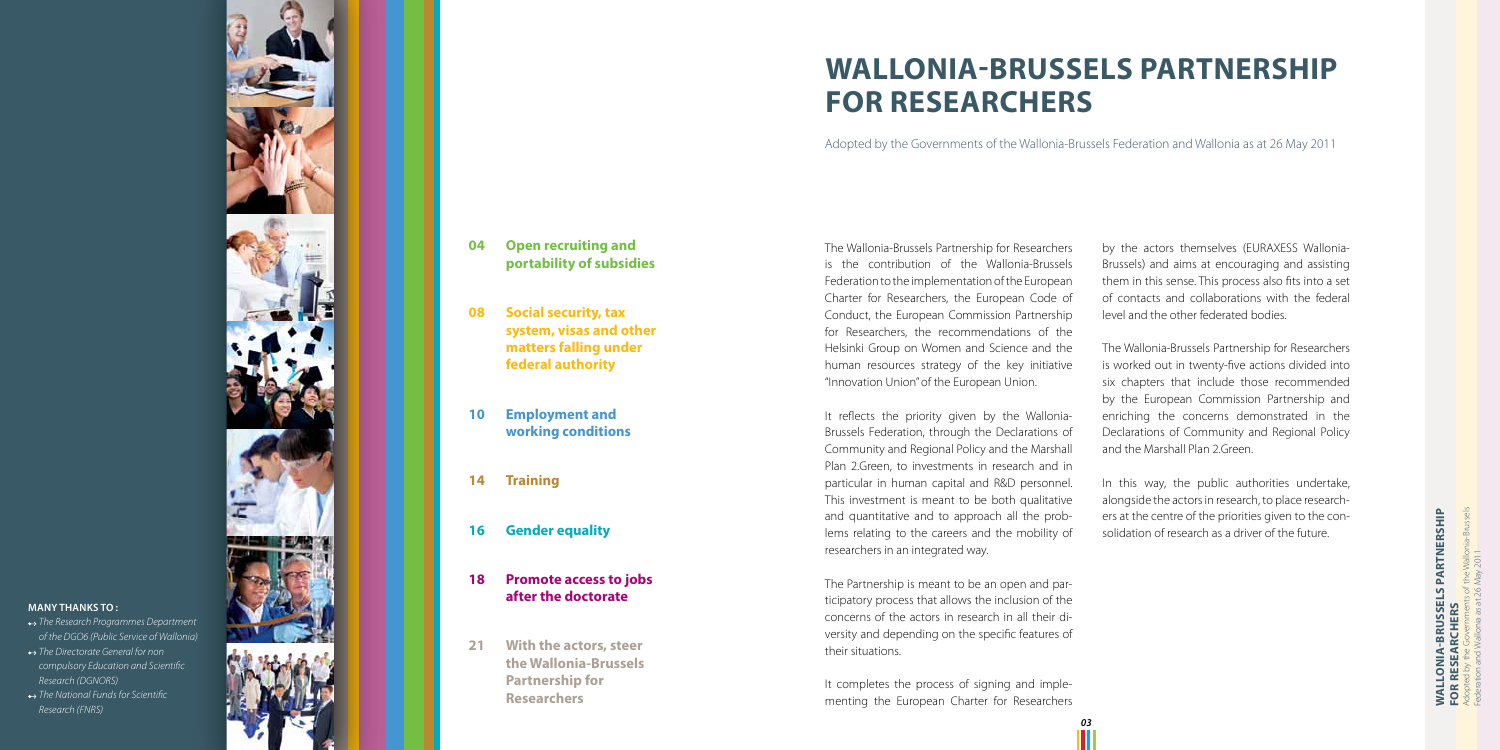# WALLONIA-BRUSSELS PARTNERSHIP FOR RESEARCHERS

Adopted by the Governments of the Wallonia-Brussels Federation and Wallonia as at 26 May 2011

- **04 Open recruiting and portability of subsidies**
- **08 Social security, tax system, visas and other matters falling under federal authority**
- **10 Employment and working conditions**
- **14 Training**
- **16 Gender equality**
- **18 Promote access to jobs after the doctorate**
- **21 With the actors, steer the Wallonia-Brussels Partnership for Researchers**

**MANY THANKS TO:**

- *The Research Programmes Department of the DGO6 (Public Service of Wallonia)*
- *The Directorate General for non compulsory Education and Scientific Research (DGNORS)*
- *The National Funds for Scientific Research (FNRS)*

The Wallonia-Brussels Partnership for Researchers is the contribution of the Wallonia-Brussels Federation to the implementation of the European Charter for Researchers, the European Code of Conduct, the European Commission Partnership for Researchers, the recommendations of the Helsinki Group on Women and Science and the human resources strategy of the key initiative "Innovation Union" of the European Union.

It reflects the priority given by the Wallonia-Brussels Federation, through the Declarations of Community and Regional Policy and the Marshall Plan 2.Green, to investments in research and in particular in human capital and R&D personnel. This investment is meant to be both qualitative and quantitative and to approach all the problems relating to the careers and the mobility of researchers in an integrated way.

The Partnership is meant to be an open and participatory process that allows the inclusion of the concerns of the actors in research in all their diversity and depending on the specific features of their situations.

It completes the process of signing and implementing the European Charter for Researchers by the actors themselves (EURAXESS Wallonia-Brussels) and aims at encouraging and assisting them in this sense. This process also fits into a set of contacts and collaborations with the federal level and the other federated bodies.

The Wallonia-Brussels Partnership for Researchers is worked out in twenty-five actions divided into six chapters that include those recommended by the European Commission Partnership and enriching the concerns demonstrated in the Declarations of Community and Regional Policy and the Marshall Plan 2.Green.

In this way, the public authorities undertake, alongside the actors in research, to place researchers at the centre of the priorities given to the consolidation of research as a driver of the future.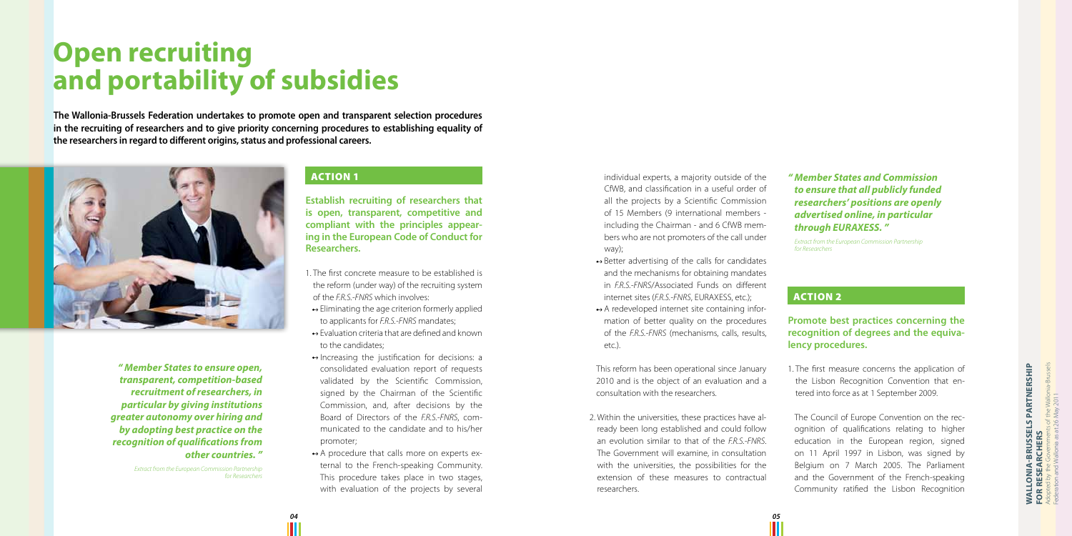# Open recruiting and portability of subsidies

**The Wallonia-Brussels Federation undertakes to promote open and transparent selection procedures in the recruiting of researchers and to give priority concerning procedures to establishing equality of the researchers in regard to different origins, status and professional careers.**

***" Member States to ensure open, transparent, competition-based recruitment of researchers, in particular by giving institutions greater autonomy over hiring and by adopting best practice on the recognition of qualifications from other countries. "***

*Extract from the European Commission Partnership for Researchers*

## ACTION 1

**Establish recruiting of researchers that is open, transparent, competitive and compliant with the principles appearing in the European Code of Conduct for Researchers.**

1. The first concrete measure to be established is the reform (under way) of the recruiting system of the *F.R.S.-FNRS* which involves:
   - Eliminating the age criterion formerly applied to applicants for *F.R.S.-FNRS* mandates;
   - Evaluation criteria that are defined and known to the candidates;
   - Increasing the justification for decisions: a consolidated evaluation report of requests validated by the Scientific Commission, signed by the Chairman of the Scientific Commission, and, after decisions by the Board of Directors of the *F.R.S.-FNRS*, communicated to the candidate and to his/her promoter;
   - A procedure that calls more on experts external to the French-speaking Community. This procedure takes place in two stages, with evaluation of the projects by several individual experts, a majority outside of the CfWB, and classification in a useful order of all the projects by a Scientific Commission of 15 Members (9 international members - including the Chairman - and 6 CfWB members who are not promoters of the call under way);
   - Better advertising of the calls for candidates and the mechanisms for obtaining mandates in *F.R.S.-FNRS*/Associated Funds on different internet sites (*F.R.S.-FNRS*, EURAXESS, etc.);
   - A redeveloped internet site containing information of better quality on the procedures of the *F.R.S.-FNRS* (mechanisms, calls, results, etc.).

   This reform has been operational since January 2010 and is the object of an evaluation and a consultation with the researchers.

2. Within the universities, these practices have already been long established and could follow an evolution similar to that of the *F.R.S.-FNRS*. The Government will examine, in consultation with the universities, the possibilities for the extension of these measures to contractual researchers.

***" Member States and Commission to ensure that all publicly funded researchers' positions are openly advertised online, in particular through EURAXESS. "***

*Extract from the European Commission Partnership for Researchers*

## ACTION 2

**Promote best practices concerning the recognition of degrees and the equivalency procedures.**

1. The first measure concerns the application of the Lisbon Recognition Convention that entered into force as at 1 September 2009.

   The Council of Europe Convention on the recognition of qualifications relating to higher education in the European region, signed on 11 April 1997 in Lisbon, was signed by Belgium on 7 March 2005. The Parliament and the Government of the French-speaking Community ratified the Lisbon Recognition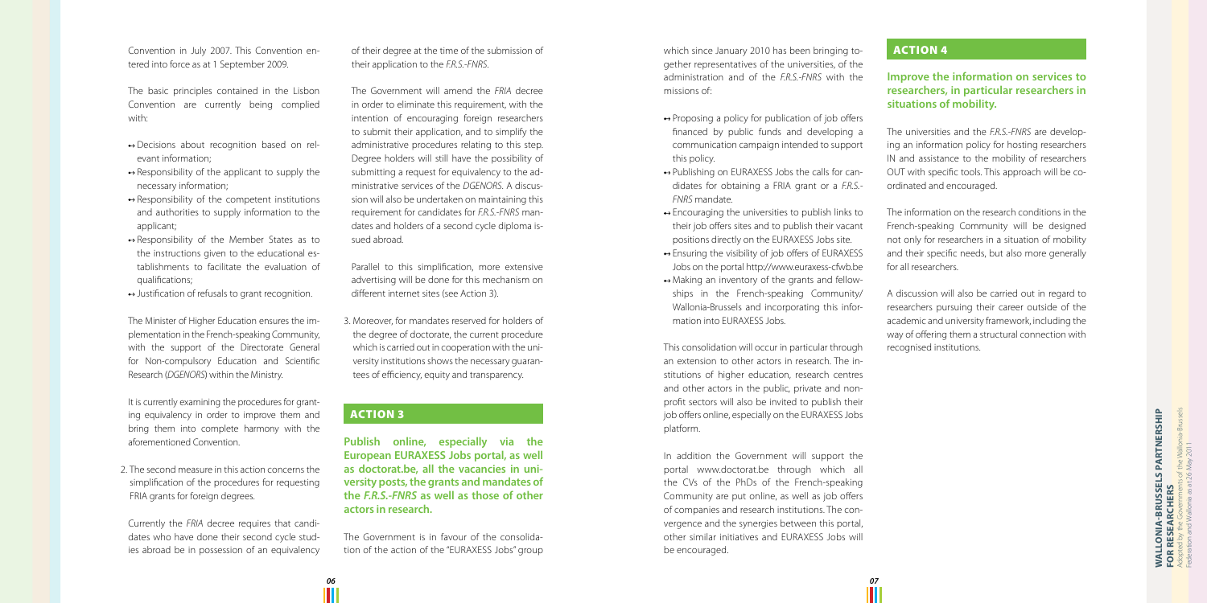Convention in July 2007. This Convention entered into force as at 1 September 2009.

The basic principles contained in the Lisbon Convention are currently being complied with:

- Decisions about recognition based on relevant information;
- Responsibility of the applicant to supply the necessary information;
- Responsibility of the competent institutions and authorities to supply information to the applicant;
- Responsibility of the Member States as to the instructions given to the educational establishments to facilitate the evaluation of qualifications;
- Justification of refusals to grant recognition.

The Minister of Higher Education ensures the implementation in the French-speaking Community, with the support of the Directorate General for Non-compulsory Education and Scientific Research (*DGENORS*) within the Ministry.

It is currently examining the procedures for granting equivalency in order to improve them and bring them into complete harmony with the aforementioned Convention.

2. The second measure in this action concerns the simplification of the procedures for requesting FRIA grants for foreign degrees.

Currently the *FRIA* decree requires that candidates who have done their second cycle studies abroad be in possession of an equivalency of their degree at the time of the submission of their application to the *F.R.S.-FNRS*.

The Government will amend the *FRIA* decree in order to eliminate this requirement, with the intention of encouraging foreign researchers to submit their application, and to simplify the administrative procedures relating to this step. Degree holders will still have the possibility of submitting a request for equivalency to the administrative services of the *DGENORS*. A discussion will also be undertaken on maintaining this requirement for candidates for *F.R.S.-FNRS* mandates and holders of a second cycle diploma issued abroad.

Parallel to this simplification, more extensive advertising will be done for this mechanism on different internet sites (see Action 3).

3. Moreover, for mandates reserved for holders of the degree of doctorate, the current procedure which is carried out in cooperation with the university institutions shows the necessary guarantees of efficiency, equity and transparency.

## ACTION 3

**Publish online, especially via the European EURAXESS Jobs portal, as well as doctorat.be, all the vacancies in university posts, the grants and mandates of the *F.R.S.-FNRS* as well as those of other actors in research.**

The Government is in favour of the consolidation of the action of the "EURAXESS Jobs" group which since January 2010 has been bringing together representatives of the universities, of the administration and of the *F.R.S.-FNRS* with the missions of:

- Proposing a policy for publication of job offers financed by public funds and developing a communication campaign intended to support this policy.
- Publishing on EURAXESS Jobs the calls for candidates for obtaining a FRIA grant or a *F.R.S.-FNRS* mandate.
- Encouraging the universities to publish links to their job offers sites and to publish their vacant positions directly on the EURAXESS Jobs site.
- Ensuring the visibility of job offers of EURAXESS Jobs on the portal http://www.euraxess-cfwb.be
- Making an inventory of the grants and fellowships in the French-speaking Community/ Wallonia-Brussels and incorporating this information into EURAXESS Jobs.

This consolidation will occur in particular through an extension to other actors in research. The institutions of higher education, research centres and other actors in the public, private and non-profit sectors will also be invited to publish their job offers online, especially on the EURAXESS Jobs platform.

In addition the Government will support the portal www.doctorat.be through which all the CVs of the PhDs of the French-speaking Community are put online, as well as job offers of companies and research institutions. The convergence and the synergies between this portal, other similar initiatives and EURAXESS Jobs will be encouraged.

## ACTION 4

**Improve the information on services to researchers, in particular researchers in situations of mobility.**

The universities and the *F.R.S.-FNRS* are developing an information policy for hosting researchers IN and assistance to the mobility of researchers OUT with specific tools. This approach will be coordinated and encouraged.

The information on the research conditions in the French-speaking Community will be designed not only for researchers in a situation of mobility and their specific needs, but also more generally for all researchers.

A discussion will also be carried out in regard to researchers pursuing their career outside of the academic and university framework, including the way of offering them a structural connection with recognised institutions.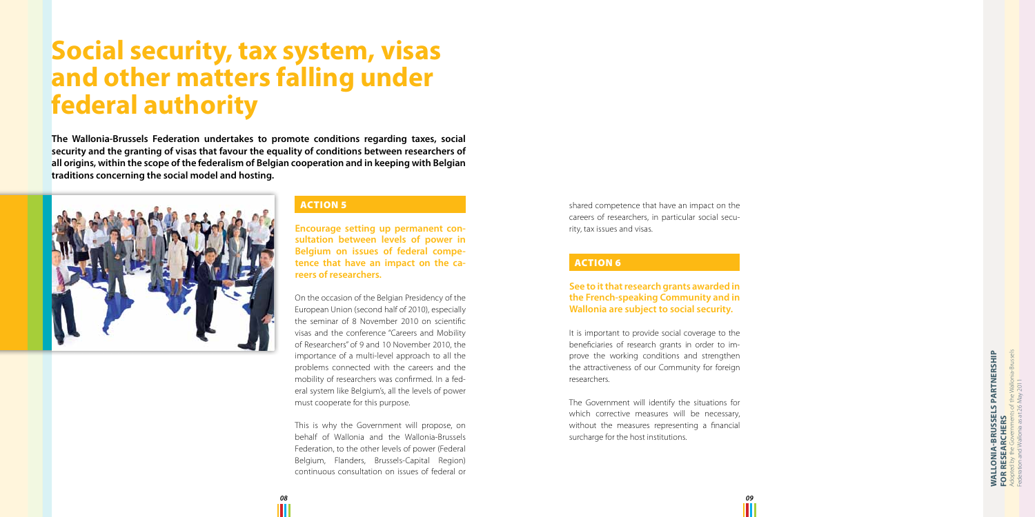# Social security, tax system, visas and other matters falling under federal authority

**The Wallonia-Brussels Federation undertakes to promote conditions regarding taxes, social security and the granting of visas that favour the equality of conditions between researchers of all origins, within the scope of the federalism of Belgian cooperation and in keeping with Belgian traditions concerning the social model and hosting.**

## ACTION 5

**Encourage setting up permanent consultation between levels of power in Belgium on issues of federal competence that have an impact on the careers of researchers.**

On the occasion of the Belgian Presidency of the European Union (second half of 2010), especially the seminar of 8 November 2010 on scientific visas and the conference "Careers and Mobility of Researchers" of 9 and 10 November 2010, the importance of a multi-level approach to all the problems connected with the careers and the mobility of researchers was confirmed. In a federal system like Belgium's, all the levels of power must cooperate for this purpose.

This is why the Government will propose, on behalf of Wallonia and the Wallonia-Brussels Federation, to the other levels of power (Federal Belgium, Flanders, Brussels-Capital Region) continuous consultation on issues of federal or shared competence that have an impact on the careers of researchers, in particular social security, tax issues and visas.

## ACTION 6

**See to it that research grants awarded in the French-speaking Community and in Wallonia are subject to social security.**

It is important to provide social coverage to the beneficiaries of research grants in order to improve the working conditions and strengthen the attractiveness of our Community for foreign researchers.

The Government will identify the situations for which corrective measures will be necessary, without the measures representing a financial surcharge for the host institutions.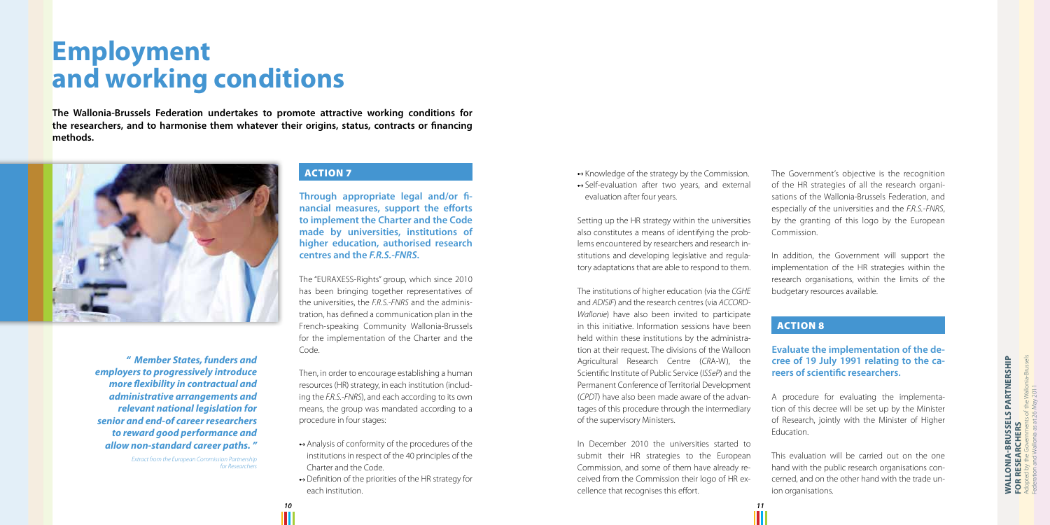# Employment and working conditions

**The Wallonia-Brussels Federation undertakes to promote attractive working conditions for the researchers, and to harmonise them whatever their origins, status, contracts or financing methods.**

***" Member States, funders and employers to progressively introduce more flexibility in contractual and administrative arrangements and relevant national legislation for senior and end-of career researchers to reward good performance and allow non-standard career paths. "***

*Extract from the European Commission Partnership for Researchers*

## ACTION 7

**Through appropriate legal and/or financial measures, support the efforts to implement the Charter and the Code made by universities, institutions of higher education, authorised research centres and the *F.R.S.-FNRS*.**

The "EURAXESS-Rights" group, which since 2010 has been bringing together representatives of the universities, the *F.R.S.-FNRS* and the administration, has defined a communication plan in the French-speaking Community Wallonia-Brussels for the implementation of the Charter and the Code.

Then, in order to encourage establishing a human resources (HR) strategy, in each institution (including the *F.R.S.-FNRS*), and each according to its own means, the group was mandated according to a procedure in four stages:

- Analysis of conformity of the procedures of the institutions in respect of the 40 principles of the Charter and the Code.
- Definition of the priorities of the HR strategy for each institution.
- Knowledge of the strategy by the Commission.
- Self-evaluation after two years, and external evaluation after four years.

Setting up the HR strategy within the universities also constitutes a means of identifying the problems encountered by researchers and research institutions and developing legislative and regulatory adaptations that are able to respond to them.

The institutions of higher education (via the *CGHE* and *ADISIF*) and the research centres (via *ACCORD-Wallonie*) have also been invited to participate in this initiative. Information sessions have been held within these institutions by the administration at their request. The divisions of the Walloon Agricultural Research Centre (*CRA*-W), the Scientific Institute of Public Service (*ISSeP*) and the Permanent Conference of Territorial Development (*CPDT*) have also been made aware of the advantages of this procedure through the intermediary of the supervisory Ministers.

In December 2010 the universities started to submit their HR strategies to the European Commission, and some of them have already received from the Commission their logo of HR excellence that recognises this effort.

The Government's objective is the recognition of the HR strategies of all the research organisations of the Wallonia-Brussels Federation, and especially of the universities and the *F.R.S.-FNRS*, by the granting of this logo by the European Commission.

In addition, the Government will support the implementation of the HR strategies within the research organisations, within the limits of the budgetary resources available.

## ACTION 8

**Evaluate the implementation of the decree of 19 July 1991 relating to the careers of scientific researchers.**

A procedure for evaluating the implementation of this decree will be set up by the Minister of Research, jointly with the Minister of Higher Education.

This evaluation will be carried out on the one hand with the public research organisations concerned, and on the other hand with the trade union organisations.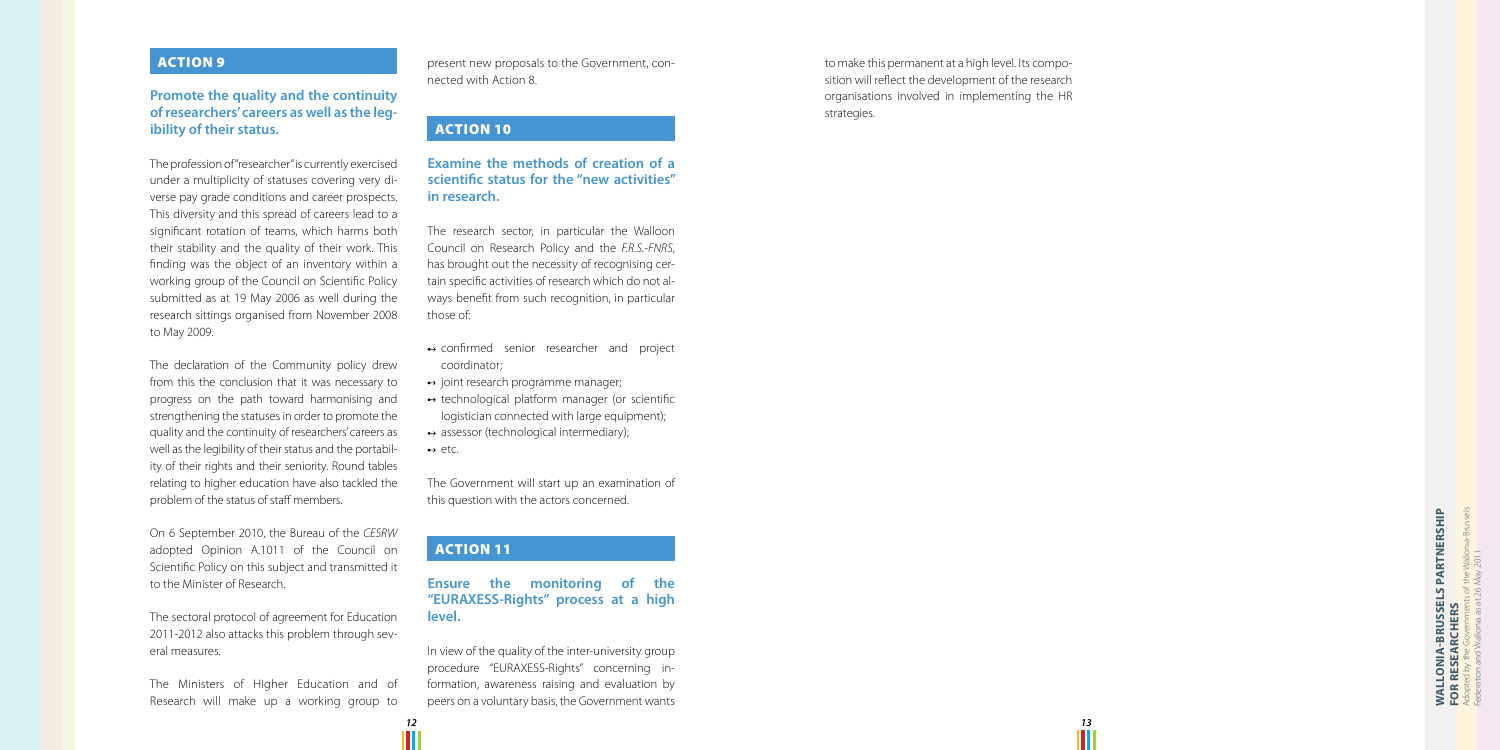## ACTION 9

### Promote the quality and the continuity of researchers' careers as well as the legibility of their status.

The profession of "researcher" is currently exercised under a multiplicity of statuses covering very diverse pay grade conditions and career prospects. This diversity and this spread of careers lead to a significant rotation of teams, which harms both their stability and the quality of their work. This finding was the object of an inventory within a working group of the Council on Scientific Policy submitted as at 19 May 2006 as well during the research sittings organised from November 2008 to May 2009.

The declaration of the Community policy drew from this the conclusion that it was necessary to progress on the path toward harmonising and strengthening the statuses in order to promote the quality and the continuity of researchers' careers as well as the legibility of their status and the portability of their rights and their seniority. Round tables relating to higher education have also tackled the problem of the status of staff members.

On 6 September 2010, the Bureau of the *CESRW* adopted Opinion A.1011 of the Council on Scientific Policy on this subject and transmitted it to the Minister of Research.

The sectoral protocol of agreement for Education 2011-2012 also attacks this problem through several measures.

The Ministers of Higher Education and of Research will make up a working group to present new proposals to the Government, connected with Action 8.

## ACTION 10

### Examine the methods of creation of a scientific status for the "new activities" in research.

The research sector, in particular the Walloon Council on Research Policy and the *F.R.S.-FNRS*, has brought out the necessity of recognising certain specific activities of research which do not always benefit from such recognition, in particular those of:

- confirmed senior researcher and project coordinator;
- joint research programme manager;
- technological platform manager (or scientific logistician connected with large equipment);
- assessor (technological intermediary);
- etc.

The Government will start up an examination of this question with the actors concerned.

## ACTION 11

### Ensure the monitoring of the "EURAXESS-Rights" process at a high level.

In view of the quality of the inter-university group procedure "EURAXESS-Rights" concerning information, awareness raising and evaluation by peers on a voluntary basis, the Government wants to make this permanent at a high level. Its composition will reflect the development of the research organisations involved in implementing the HR strategies.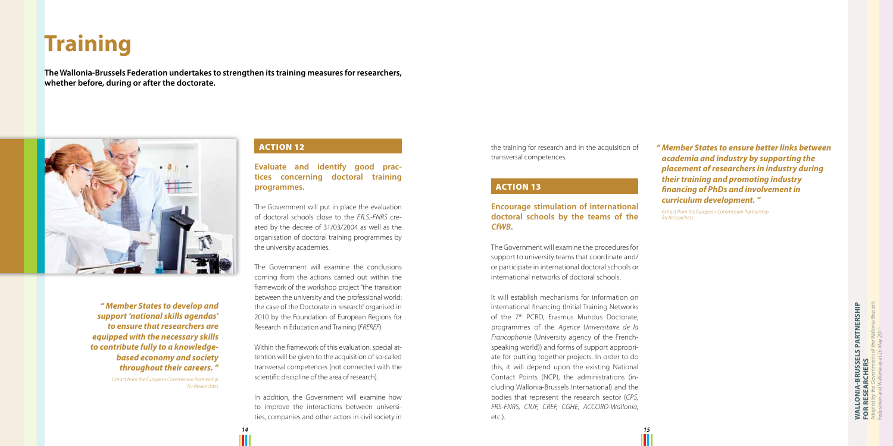# Training

**The Wallonia-Brussels Federation undertakes to strengthen its training measures for researchers, whether before, during or after the doctorate.**

***" Member States to develop and support 'national skills agendas' to ensure that researchers are equipped with the necessary skills to contribute fully to a knowledge-based economy and society throughout their careers. "***

*Extract from the European Commission Partnership for Researchers*

## ACTION 12

### Evaluate and identify good practices concerning doctoral training programmes.

The Government will put in place the evaluation of doctoral schools close to the *F.R.S.-FNRS* created by the decree of 31/03/2004 as well as the organisation of doctoral training programmes by the university academies.

The Government will examine the conclusions coming from the actions carried out within the framework of the workshop project "the transition between the university and the professional world: the case of the Doctorate in research" organised in 2010 by the Foundation of European Regions for Research in Education and Training (*FREREF*).

Within the framework of this evaluation, special attention will be given to the acquisition of so-called transversal competences (not connected with the scientific discipline of the area of research).

In addition, the Government will examine how to improve the interactions between universities, companies and other actors in civil society in the training for research and in the acquisition of transversal competences.

## ACTION 13

### Encourage stimulation of international doctoral schools by the teams of the *CfWB*.

The Government will examine the procedures for support to university teams that coordinate and/or participate in international doctoral schools or international networks of doctoral schools.

It will establish mechanisms for information on international financing (Initial Training Networks of the 7th PCRD, Erasmus Mundus Doctorate, programmes of the *Agence Universitaire de la Francophonie* (University agency of the French-speaking world)) and forms of support appropriate for putting together projects. In order to do this, it will depend upon the existing National Contact Points (NCP), the administrations (including Wallonia-Brussels International) and the bodies that represent the research sector (*CPS, FRS-FNRS, CIUF, CREF, CGHE, ACCORD-Wallonia*, etc.).

***" Member States to ensure better links between academia and industry by supporting the placement of researchers in industry during their training and promoting industry financing of PhDs and involvement in curriculum development. "***

*Extract from the European Commission Partnership for Researchers*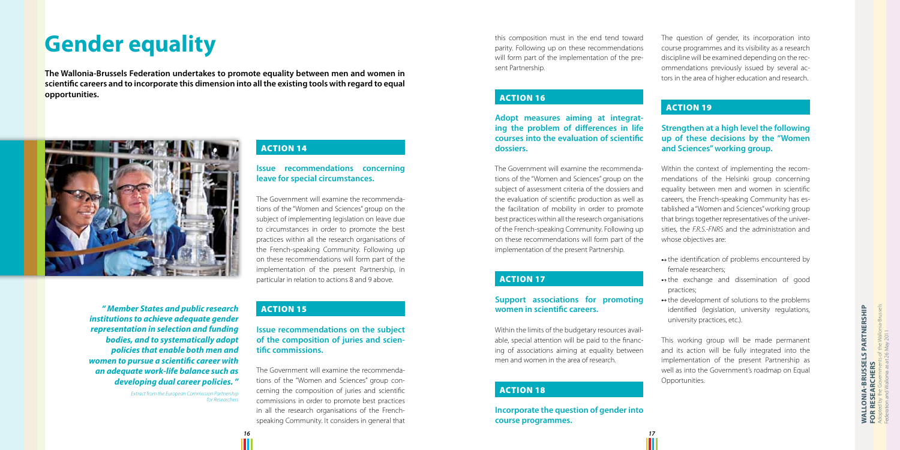# Gender equality

**The Wallonia-Brussels Federation undertakes to promote equality between men and women in scientific careers and to incorporate this dimension into all the existing tools with regard to equal opportunities.**

***" Member States and public research institutions to achieve adequate gender representation in selection and funding bodies, and to systematically adopt policies that enable both men and women to pursue a scientific career with an adequate work-life balance such as developing dual career policies. "***

*Extract from the European Commission Partnership for Researchers*

## ACTION 14

### Issue recommendations concerning leave for special circumstances.

The Government will examine the recommendations of the "Women and Sciences" group on the subject of implementing legislation on leave due to circumstances in order to promote the best practices within all the research organisations of the French-speaking Community. Following up on these recommendations will form part of the implementation of the present Partnership, in particular in relation to actions 8 and 9 above.

## ACTION 15

### Issue recommendations on the subject of the composition of juries and scientific commissions.

The Government will examine the recommendations of the "Women and Sciences" group concerning the composition of juries and scientific commissions in order to promote best practices in all the research organisations of the French-speaking Community. It considers in general that this composition must in the end tend toward parity. Following up on these recommendations will form part of the implementation of the present Partnership.

## ACTION 16

### Adopt measures aiming at integrating the problem of differences in life courses into the evaluation of scientific dossiers.

The Government will examine the recommendations of the "Women and Sciences" group on the subject of assessment criteria of the dossiers and the evaluation of scientific production as well as the facilitation of mobility in order to promote best practices within all the research organisations of the French-speaking Community. Following up on these recommendations will form part of the implementation of the present Partnership.

## ACTION 17

### Support associations for promoting women in scientific careers.

Within the limits of the budgetary resources available, special attention will be paid to the financing of associations aiming at equality between men and women in the area of research.

## ACTION 18

### Incorporate the question of gender into course programmes.

The question of gender, its incorporation into course programmes and its visibility as a research discipline will be examined depending on the recommendations previously issued by several actors in the area of higher education and research.

## ACTION 19

### Strengthen at a high level the following up of these decisions by the "Women and Sciences" working group.

Within the context of implementing the recommendations of the Helsinki group concerning equality between men and women in scientific careers, the French-speaking Community has established a "Women and Sciences" working group that brings together representatives of the universities, the *F.R.S.-FNRS* and the administration and whose objectives are:

- the identification of problems encountered by female researchers;
- the exchange and dissemination of good practices;
- the development of solutions to the problems identified (legislation, university regulations, university practices, etc.).

This working group will be made permanent and its action will be fully integrated into the implementation of the present Partnership as well as into the Government's roadmap on Equal Opportunities.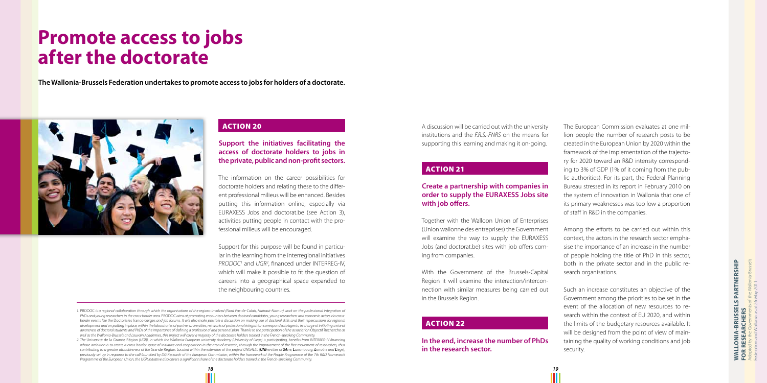# Promote access to jobs after the doctorate

**The Wallonia-Brussels Federation undertakes to promote access to jobs for holders of a doctorate.**

## ACTION 20

### Support the initiatives facilitating the access of doctorate holders to jobs in the private, public and non-profit sectors.

The information on the career possibilities for doctorate holders and relating these to the different professional milieus will be enhanced. Besides putting this information online, especially via EURAXESS Jobs and doctorat.be (see Action 3), activities putting people in contact with the professional milieus will be encouraged.

Support for this purpose will be found in particular in the learning from the interregional initiatives *PRODOC*[1] and *UGR*[2], financed under INTERREG-IV, which will make it possible to fit the question of careers into a geographical space expanded to the neighbouring countries.

A discussion will be carried out with the university institutions and the *F.R.S.-FNRS* on the means for supporting this learning and making it on-going.

## ACTION 21

### Create a partnership with companies in order to supply the EURAXESS Jobs site with job offers.

Together with the Walloon Union of Enterprises (Union wallonne des entreprises) the Government will examine the way to supply the EURAXESS Jobs (and doctorat.be) sites with job offers coming from companies.

With the Government of the Brussels-Capital Region it will examine the interaction/interconnection with similar measures being carried out in the Brussels Region.

## ACTION 22

### In the end, increase the number of PhDs in the research sector.

The European Commission evaluates at one million people the number of research posts to be created in the European Union by 2020 within the framework of the implementation of the trajectory for 2020 toward an R&D intensity corresponding to 3% of GDP (1% of it coming from the public authorities). For its part, the Federal Planning Bureau stressed in its report in February 2010 on the system of innovation in Wallonia that one of its primary weaknesses was too low a proportion of staff in R&D in the companies.

Among the efforts to be carried out within this context, the actors in the research sector emphasise the importance of an increase in the number of people holding the title of PhD in this sector, both in the private sector and in the public research organisations.

Such an increase constitutes an objective of the Government among the priorities to be set in the event of the allocation of new resources to research within the context of EU 2020, and within the limits of the budgetary resources available. It will be designed from the point of view of maintaining the quality of working conditions and job security.

---

*1. PRODOC is a regional collaboration through which the organisations of the regions involved (Nord Pas-de-Calais, Hainaut-Namur) work on the professional integration of PhDs and young researchers in the cross-border area. PRODOC aims at promoting encounters between doctoral candidates, young researchers and economic actors via cross-border events like the* Doctoriales franco-belges *and job forums. It will also make possible a discussion on making use of doctoral skills and their repercussions for regional development and on putting in place, within the laboratories of partner universities, networks of professional integration correspondents/agents, in charge of initiating a rise of awareness of doctoral students and PhDs of the importance of defining a professional and personal plan. Thanks to the participation of the association* Objectif Recherche *as well as the Wallonia-Brussels and Louvain Academies, this project will cover a majority of the doctorate holders trained in the French-speaking Community.*

*2. The* Université de la Grande Région *(UGR), in which the Wallonia-European university Academy (University of Liege) is participating, benefits from INTERREG-IV financing whose ambition is to create a cross-border space of initiative and cooperation in the area of research, through the improvement of the free movement of researchers, thus contributing to a greater attractiveness of the* Grande Région*. Located within the extension of the project UNISALL (**UNI**versities of **SA**rre, **L**uxembourg, **L**orraine and **L**iege), previously set up in response to the call launched by DG Research of the European Commission, within the framework of the People Programme of the 7th R&D Framework Programme of the European Union, the UGR initiative also covers a significant share of the doctorate holders trained in the French-speaking Community.*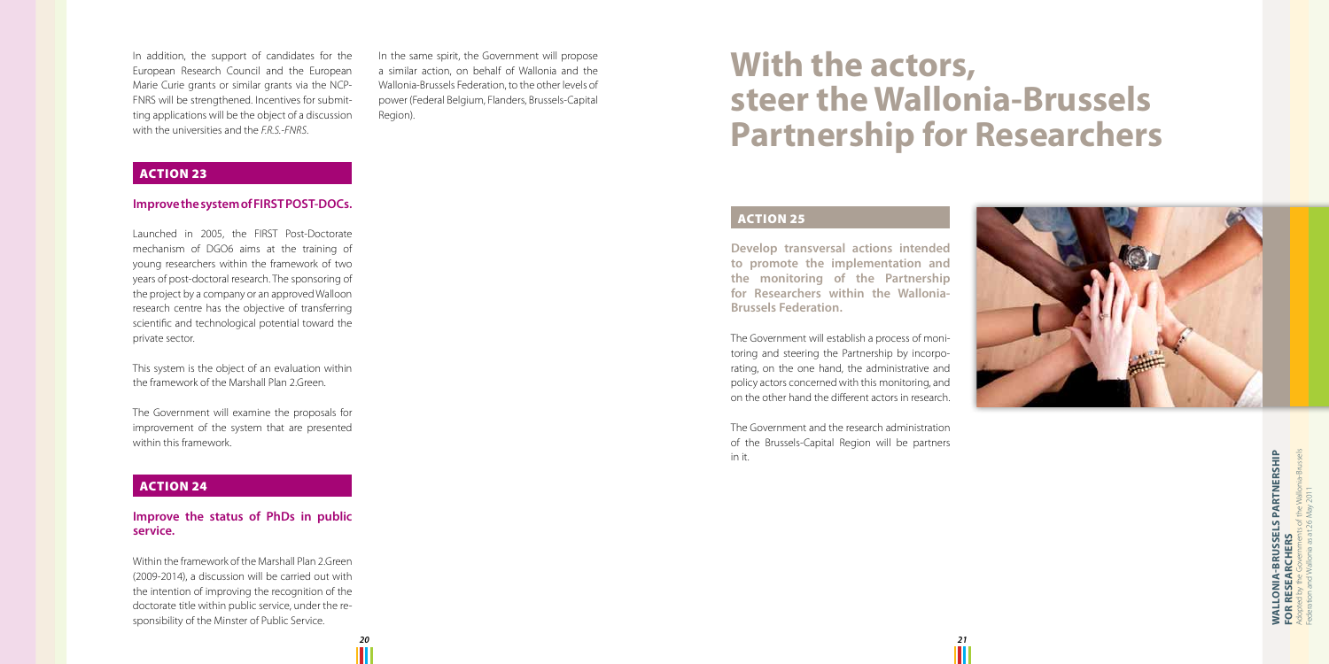In addition, the support of candidates for the European Research Council and the European Marie Curie grants or similar grants via the NCP-FNRS will be strengthened. Incentives for submitting applications will be the object of a discussion with the universities and the *F.R.S.-FNRS*.

In the same spirit, the Government will propose a similar action, on behalf of Wallonia and the Wallonia-Brussels Federation, to the other levels of power (Federal Belgium, Flanders, Brussels-Capital Region).

## ACTION 23

### Improve the system of FIRST POST-DOCs.

Launched in 2005, the FIRST Post-Doctorate mechanism of DGO6 aims at the training of young researchers within the framework of two years of post-doctoral research. The sponsoring of the project by a company or an approved Walloon research centre has the objective of transferring scientific and technological potential toward the private sector.

This system is the object of an evaluation within the framework of the Marshall Plan 2.Green.

The Government will examine the proposals for improvement of the system that are presented within this framework.

## ACTION 24

### Improve the status of PhDs in public service.

Within the framework of the Marshall Plan 2.Green (2009-2014), a discussion will be carried out with the intention of improving the recognition of the doctorate title within public service, under the responsibility of the Minster of Public Service.

# With the actors, steer the Wallonia-Brussels Partnership for Researchers

## ACTION 25

### Develop transversal actions intended to promote the implementation and the monitoring of the Partnership for Researchers within the Wallonia-Brussels Federation.

The Government will establish a process of monitoring and steering the Partnership by incorporating, on the one hand, the administrative and policy actors concerned with this monitoring, and on the other hand the different actors in research.

The Government and the research administration of the Brussels-Capital Region will be partners in it.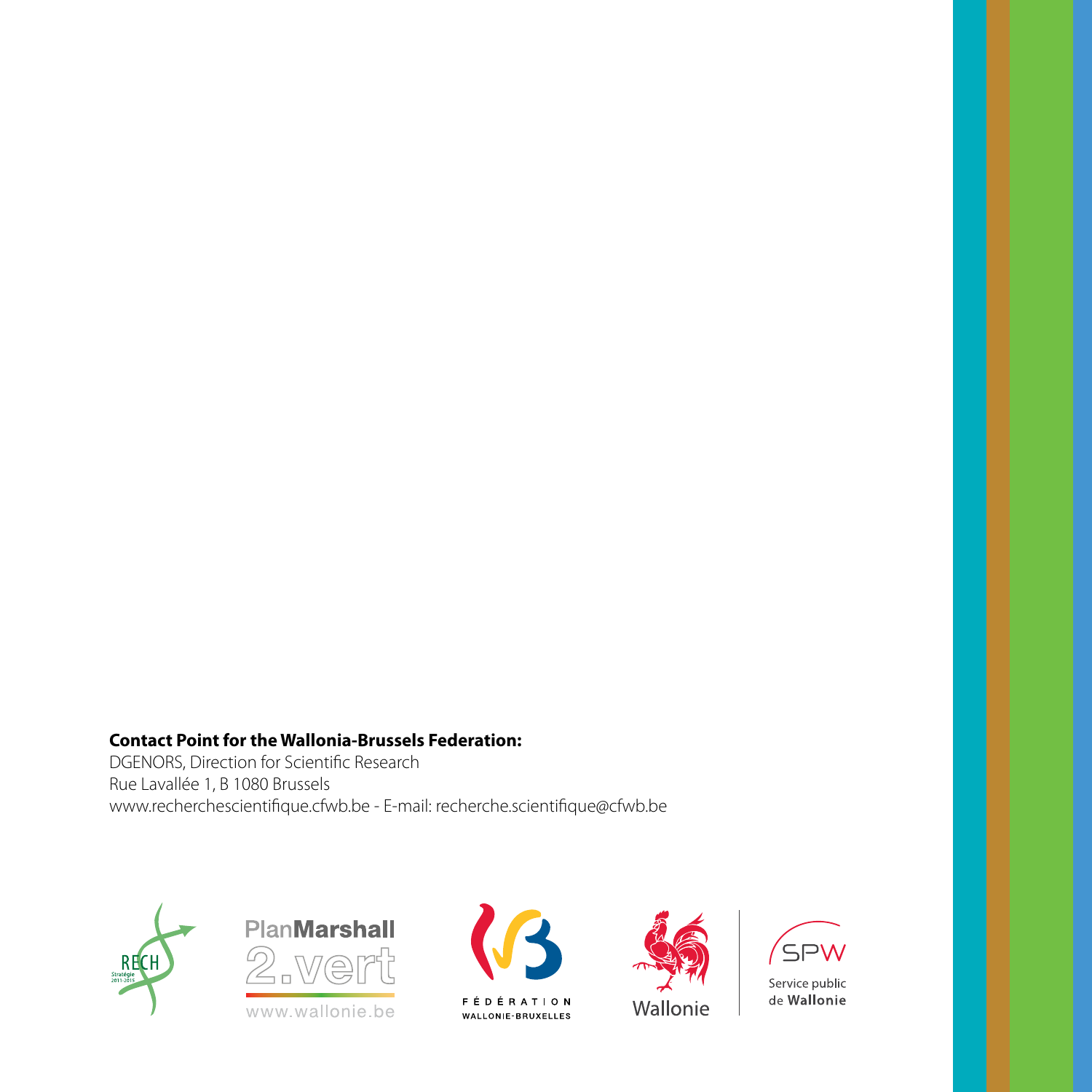**Contact Point for the Wallonia-Brussels Federation:**
DGENORS, Direction for Scientific Research
Rue Lavallée 1, B 1080 Brussels
www.recherchescientifique.cfwb.be - E-mail: recherche.scientifique@cfwb.be